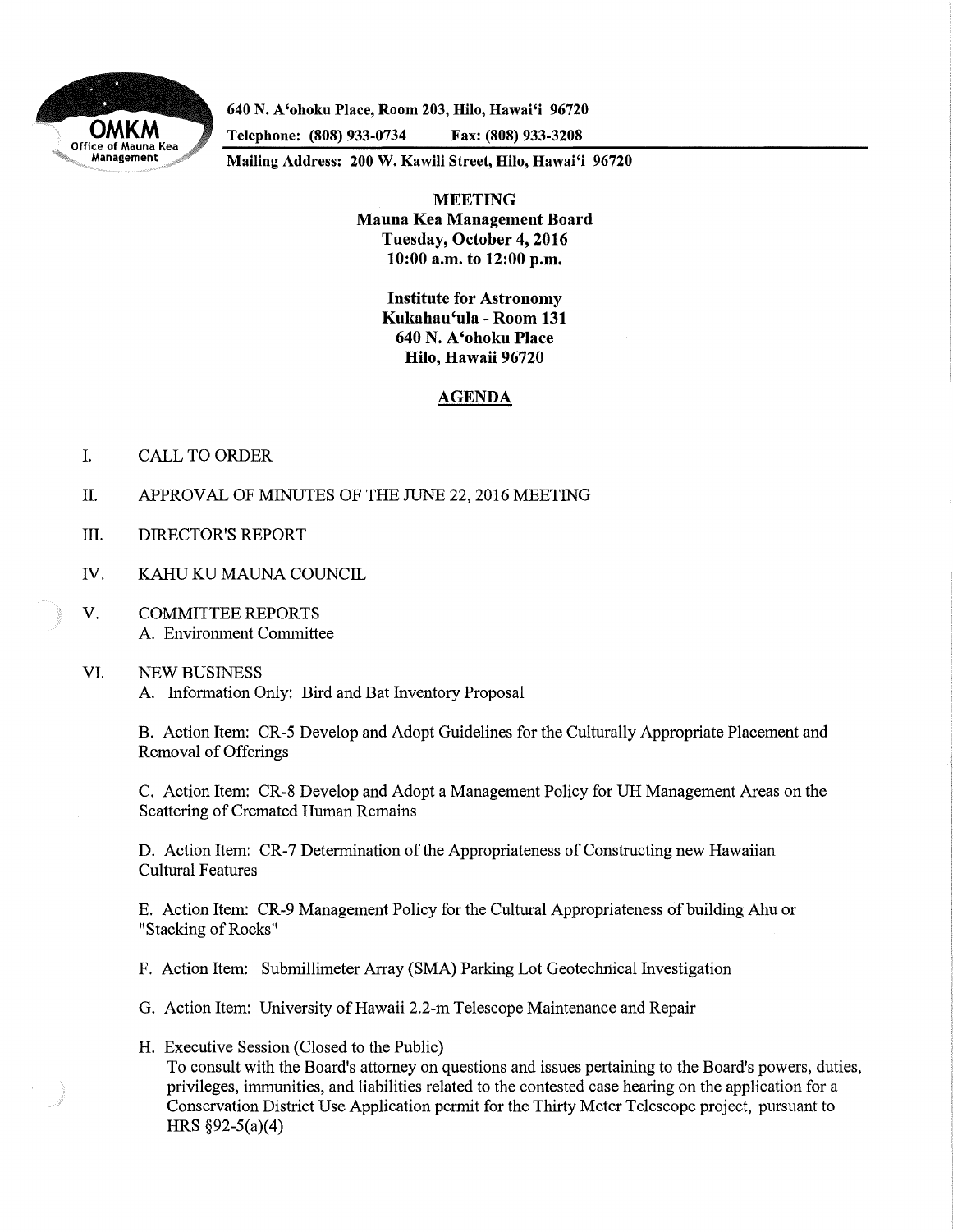OMKM
Office of Mauna Kea Management

640 N. A'ohoku Place, Room 203, Hilo, Hawai'i 96720
Telephone: (808) 933-0734 Fax: (808) 933-3208
Mailing Address: 200 W. Kawili Street, Hilo, Hawai'i 96720

**MEETING**
**Mauna Kea Management Board**
**Tuesday, October 4, 2016**
**10:00 a.m. to 12:00 p.m.**

**Institute for Astronomy**
**Kukahau'ula - Room 131**
**640 N. A'ohoku Place**
**Hilo, Hawaii 96720**

## AGENDA

I. CALL TO ORDER

II. APPROVAL OF MINUTES OF THE JUNE 22, 2016 MEETING

III. DIRECTOR'S REPORT

IV. KAHU KU MAUNA COUNCIL

V. COMMITTEE REPORTS
   A. Environment Committee

VI. NEW BUSINESS
   A. Information Only: Bird and Bat Inventory Proposal

   B. Action Item: CR-5 Develop and Adopt Guidelines for the Culturally Appropriate Placement and Removal of Offerings

   C. Action Item: CR-8 Develop and Adopt a Management Policy for UH Management Areas on the Scattering of Cremated Human Remains

   D. Action Item: CR-7 Determination of the Appropriateness of Constructing new Hawaiian Cultural Features

   E. Action Item: CR-9 Management Policy for the Cultural Appropriateness of building Ahu or "Stacking of Rocks"

   F. Action Item: Submillimeter Array (SMA) Parking Lot Geotechnical Investigation

   G. Action Item: University of Hawaii 2.2-m Telescope Maintenance and Repair

   H. Executive Session (Closed to the Public)
   To consult with the Board's attorney on questions and issues pertaining to the Board's powers, duties, privileges, immunities, and liabilities related to the contested case hearing on the application for a Conservation District Use Application permit for the Thirty Meter Telescope project, pursuant to HRS §92-5(a)(4)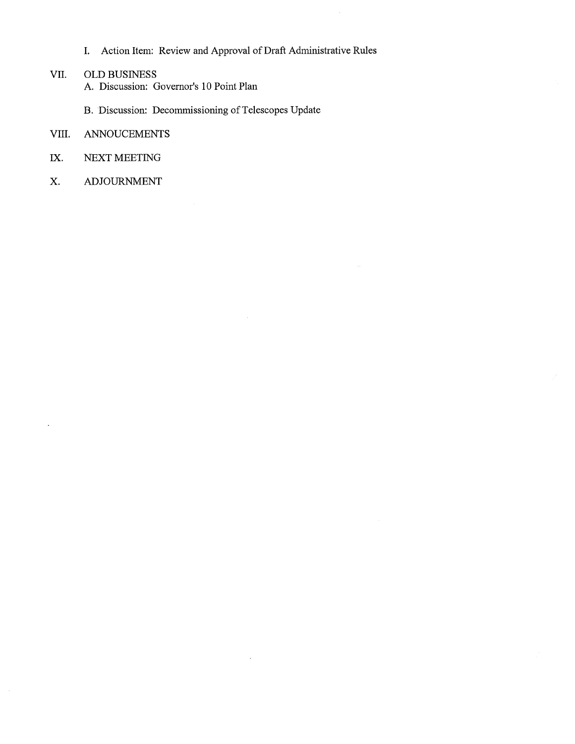I. Action Item: Review and Approval of Draft Administrative Rules

VII. OLD BUSINESS

A. Discussion: Governor's 10 Point Plan

B. Discussion: Decommissioning of Telescopes Update

VIII. ANNOUCEMENTS

IX. NEXT MEETING

X. ADJOURNMENT